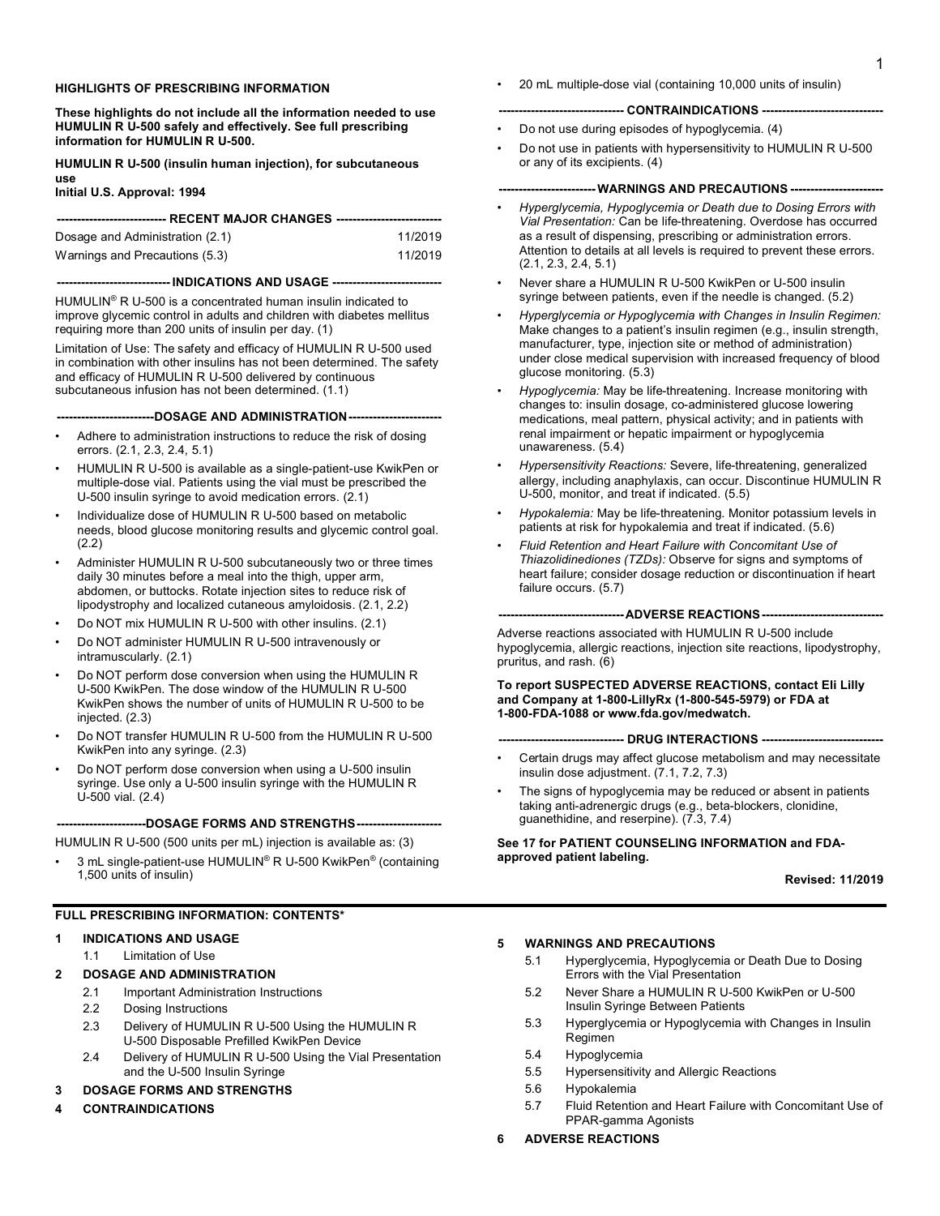## HIGHLIGHTS OF PRESCRIBING INFORMATION

**These highlights do not include all the information needed to use HUMULIN R U-500 safely and effectively. See full prescribing information for HUMULIN R U-500.**

**HUMULIN R U-500 (insulin human injection), for subcutaneous use**
**Initial U.S. Approval: 1994**

### RECENT MAJOR CHANGES

| | |
|---|---|
| Dosage and Administration (2.1) | 11/2019 |
| Warnings and Precautions (5.3) | 11/2019 |

### INDICATIONS AND USAGE

HUMULIN® R U-500 is a concentrated human insulin indicated to improve glycemic control in adults and children with diabetes mellitus requiring more than 200 units of insulin per day. (1)

Limitation of Use: The safety and efficacy of HUMULIN R U-500 used in combination with other insulins has not been determined. The safety and efficacy of HUMULIN R U-500 delivered by continuous subcutaneous infusion has not been determined. (1.1)

### DOSAGE AND ADMINISTRATION

- Adhere to administration instructions to reduce the risk of dosing errors. (2.1, 2.3, 2.4, 5.1)
- HUMULIN R U-500 is available as a single-patient-use KwikPen or multiple-dose vial. Patients using the vial must be prescribed the U-500 insulin syringe to avoid medication errors. (2.1)
- Individualize dose of HUMULIN R U-500 based on metabolic needs, blood glucose monitoring results and glycemic control goal. (2.2)
- Administer HUMULIN R U-500 subcutaneously two or three times daily 30 minutes before a meal into the thigh, upper arm, abdomen, or buttocks. Rotate injection sites to reduce risk of lipodystrophy and localized cutaneous amyloidosis. (2.1, 2.2)
- Do NOT mix HUMULIN R U-500 with other insulins. (2.1)
- Do NOT administer HUMULIN R U-500 intravenously or intramuscularly. (2.1)
- Do NOT perform dose conversion when using the HUMULIN R U-500 KwikPen. The dose window of the HUMULIN R U-500 KwikPen shows the number of units of HUMULIN R U-500 to be injected. (2.3)
- Do NOT transfer HUMULIN R U-500 from the HUMULIN R U-500 KwikPen into any syringe. (2.3)
- Do NOT perform dose conversion when using a U-500 insulin syringe. Use only a U-500 insulin syringe with the HUMULIN R U-500 vial. (2.4)

### DOSAGE FORMS AND STRENGTHS

HUMULIN R U-500 (500 units per mL) injection is available as: (3)

- 3 mL single-patient-use HUMULIN® R U-500 KwikPen® (containing 1,500 units of insulin)
- 20 mL multiple-dose vial (containing 10,000 units of insulin)

### CONTRAINDICATIONS

- Do not use during episodes of hypoglycemia. (4)
- Do not use in patients with hypersensitivity to HUMULIN R U-500 or any of its excipients. (4)

### WARNINGS AND PRECAUTIONS

- *Hyperglycemia, Hypoglycemia or Death due to Dosing Errors with Vial Presentation:* Can be life-threatening. Overdose has occurred as a result of dispensing, prescribing or administration errors. Attention to details at all levels is required to prevent these errors. (2.1, 2.3, 2.4, 5.1)
- Never share a HUMULIN R U-500 KwikPen or U-500 insulin syringe between patients, even if the needle is changed. (5.2)
- *Hyperglycemia or Hypoglycemia with Changes in Insulin Regimen:* Make changes to a patient's insulin regimen (e.g., insulin strength, manufacturer, type, injection site or method of administration) under close medical supervision with increased frequency of blood glucose monitoring. (5.3)
- *Hypoglycemia:* May be life-threatening. Increase monitoring with changes to: insulin dosage, co-administered glucose lowering medications, meal pattern, physical activity; and in patients with renal impairment or hepatic impairment or hypoglycemia unawareness. (5.4)
- *Hypersensitivity Reactions:* Severe, life-threatening, generalized allergy, including anaphylaxis, can occur. Discontinue HUMULIN R U-500, monitor, and treat if indicated. (5.5)
- *Hypokalemia:* May be life-threatening. Monitor potassium levels in patients at risk for hypokalemia and treat if indicated. (5.6)
- *Fluid Retention and Heart Failure with Concomitant Use of Thiazolidinediones (TZDs):* Observe for signs and symptoms of heart failure; consider dosage reduction or discontinuation if heart failure occurs. (5.7)

### ADVERSE REACTIONS

Adverse reactions associated with HUMULIN R U-500 include hypoglycemia, allergic reactions, injection site reactions, lipodystrophy, pruritus, and rash. (6)

**To report SUSPECTED ADVERSE REACTIONS, contact Eli Lilly and Company at 1-800-LillyRx (1-800-545-5979) or FDA at 1-800-FDA-1088 or www.fda.gov/medwatch.**

### DRUG INTERACTIONS

- Certain drugs may affect glucose metabolism and may necessitate insulin dose adjustment. (7.1, 7.2, 7.3)
- The signs of hypoglycemia may be reduced or absent in patients taking anti-adrenergic drugs (e.g., beta-blockers, clonidine, guanethidine, and reserpine). (7.3, 7.4)

**See 17 for PATIENT COUNSELING INFORMATION and FDA-approved patient labeling.**

**Revised: 11/2019**

## FULL PRESCRIBING INFORMATION: CONTENTS*

**1 INDICATIONS AND USAGE**
- 1.1 Limitation of Use

**2 DOSAGE AND ADMINISTRATION**
- 2.1 Important Administration Instructions
- 2.2 Dosing Instructions
- 2.3 Delivery of HUMULIN R U-500 Using the HUMULIN R U-500 Disposable Prefilled KwikPen Device
- 2.4 Delivery of HUMULIN R U-500 Using the Vial Presentation and the U-500 Insulin Syringe

**3 DOSAGE FORMS AND STRENGTHS**

**4 CONTRAINDICATIONS**

**5 WARNINGS AND PRECAUTIONS**
- 5.1 Hyperglycemia, Hypoglycemia or Death Due to Dosing Errors with the Vial Presentation
- 5.2 Never Share a HUMULIN R U-500 KwikPen or U-500 Insulin Syringe Between Patients
- 5.3 Hyperglycemia or Hypoglycemia with Changes in Insulin Regimen
- 5.4 Hypoglycemia
- 5.5 Hypersensitivity and Allergic Reactions
- 5.6 Hypokalemia
- 5.7 Fluid Retention and Heart Failure with Concomitant Use of PPAR-gamma Agonists

**6 ADVERSE REACTIONS**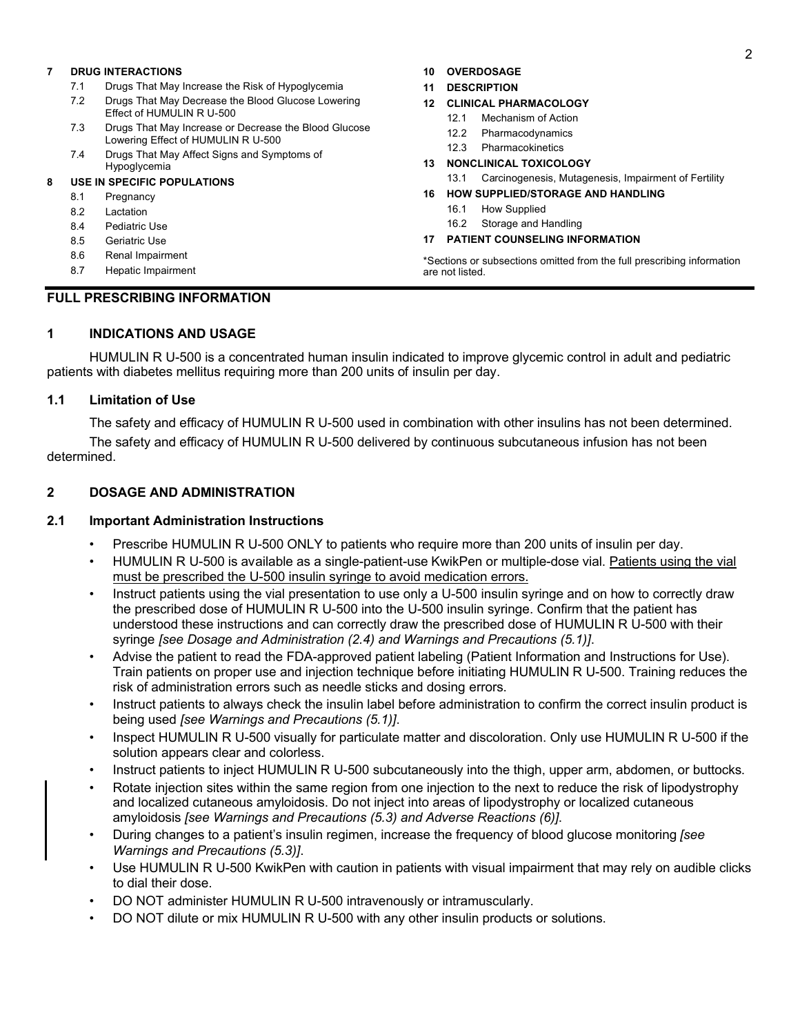**7 DRUG INTERACTIONS**
- 7.1 Drugs That May Increase the Risk of Hypoglycemia
- 7.2 Drugs That May Decrease the Blood Glucose Lowering Effect of HUMULIN R U-500
- 7.3 Drugs That May Increase or Decrease the Blood Glucose Lowering Effect of HUMULIN R U-500
- 7.4 Drugs That May Affect Signs and Symptoms of Hypoglycemia

**8 USE IN SPECIFIC POPULATIONS**
- 8.1 Pregnancy
- 8.2 Lactation
- 8.4 Pediatric Use
- 8.5 Geriatric Use
- 8.6 Renal Impairment
- 8.7 Hepatic Impairment

**10 OVERDOSAGE**

**11 DESCRIPTION**

**12 CLINICAL PHARMACOLOGY**
- 12.1 Mechanism of Action
- 12.2 Pharmacodynamics
- 12.3 Pharmacokinetics

**13 NONCLINICAL TOXICOLOGY**
- 13.1 Carcinogenesis, Mutagenesis, Impairment of Fertility

**16 HOW SUPPLIED/STORAGE AND HANDLING**
- 16.1 How Supplied
- 16.2 Storage and Handling

**17 PATIENT COUNSELING INFORMATION**

*Sections or subsections omitted from the full prescribing information are not listed.

# FULL PRESCRIBING INFORMATION

## 1 INDICATIONS AND USAGE

HUMULIN R U-500 is a concentrated human insulin indicated to improve glycemic control in adult and pediatric patients with diabetes mellitus requiring more than 200 units of insulin per day.

### 1.1 Limitation of Use

The safety and efficacy of HUMULIN R U-500 used in combination with other insulins has not been determined.

The safety and efficacy of HUMULIN R U-500 delivered by continuous subcutaneous infusion has not been determined.

## 2 DOSAGE AND ADMINISTRATION

### 2.1 Important Administration Instructions

- Prescribe HUMULIN R U-500 ONLY to patients who require more than 200 units of insulin per day.
- HUMULIN R U-500 is available as a single-patient-use KwikPen or multiple-dose vial. Patients using the vial must be prescribed the U-500 insulin syringe to avoid medication errors.
- Instruct patients using the vial presentation to use only a U-500 insulin syringe and on how to correctly draw the prescribed dose of HUMULIN R U-500 into the U-500 insulin syringe. Confirm that the patient has understood these instructions and can correctly draw the prescribed dose of HUMULIN R U-500 with their syringe *[see Dosage and Administration (2.4) and Warnings and Precautions (5.1)]*.
- Advise the patient to read the FDA-approved patient labeling (Patient Information and Instructions for Use). Train patients on proper use and injection technique before initiating HUMULIN R U-500. Training reduces the risk of administration errors such as needle sticks and dosing errors.
- Instruct patients to always check the insulin label before administration to confirm the correct insulin product is being used *[see Warnings and Precautions (5.1)]*.
- Inspect HUMULIN R U-500 visually for particulate matter and discoloration. Only use HUMULIN R U-500 if the solution appears clear and colorless.
- Instruct patients to inject HUMULIN R U-500 subcutaneously into the thigh, upper arm, abdomen, or buttocks.
- Rotate injection sites within the same region from one injection to the next to reduce the risk of lipodystrophy and localized cutaneous amyloidosis. Do not inject into areas of lipodystrophy or localized cutaneous amyloidosis *[see Warnings and Precautions (5.3) and Adverse Reactions (6)]*.
- During changes to a patient's insulin regimen, increase the frequency of blood glucose monitoring *[see Warnings and Precautions (5.3)]*.
- Use HUMULIN R U-500 KwikPen with caution in patients with visual impairment that may rely on audible clicks to dial their dose.
- DO NOT administer HUMULIN R U-500 intravenously or intramuscularly.
- DO NOT dilute or mix HUMULIN R U-500 with any other insulin products or solutions.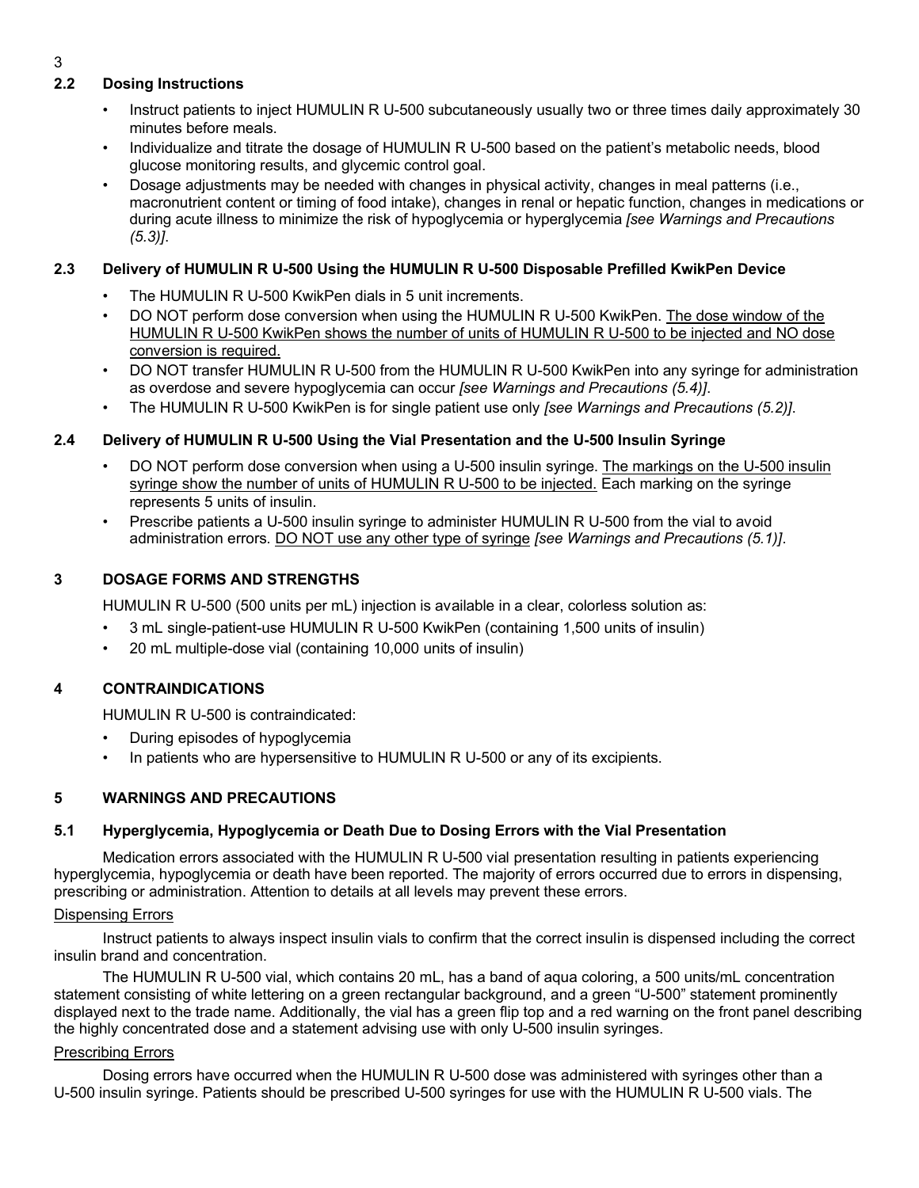### 2.2 Dosing Instructions

- Instruct patients to inject HUMULIN R U-500 subcutaneously usually two or three times daily approximately 30 minutes before meals.
- Individualize and titrate the dosage of HUMULIN R U-500 based on the patient's metabolic needs, blood glucose monitoring results, and glycemic control goal.
- Dosage adjustments may be needed with changes in physical activity, changes in meal patterns (i.e., macronutrient content or timing of food intake), changes in renal or hepatic function, changes in medications or during acute illness to minimize the risk of hypoglycemia or hyperglycemia *[see Warnings and Precautions (5.3)]*.

### 2.3 Delivery of HUMULIN R U-500 Using the HUMULIN R U-500 Disposable Prefilled KwikPen Device

- The HUMULIN R U-500 KwikPen dials in 5 unit increments.
- DO NOT perform dose conversion when using the HUMULIN R U-500 KwikPen. <u>The dose window of the HUMULIN R U-500 KwikPen shows the number of units of HUMULIN R U-500 to be injected and NO dose conversion is required.</u>
- DO NOT transfer HUMULIN R U-500 from the HUMULIN R U-500 KwikPen into any syringe for administration as overdose and severe hypoglycemia can occur *[see Warnings and Precautions (5.4)]*.
- The HUMULIN R U-500 KwikPen is for single patient use only *[see Warnings and Precautions (5.2)]*.

### 2.4 Delivery of HUMULIN R U-500 Using the Vial Presentation and the U-500 Insulin Syringe

- DO NOT perform dose conversion when using a U-500 insulin syringe. <u>The markings on the U-500 insulin syringe show the number of units of HUMULIN R U-500 to be injected.</u> Each marking on the syringe represents 5 units of insulin.
- Prescribe patients a U-500 insulin syringe to administer HUMULIN R U-500 from the vial to avoid administration errors. <u>DO NOT use any other type of syringe</u> *[see Warnings and Precautions (5.1)]*.

## 3 DOSAGE FORMS AND STRENGTHS

HUMULIN R U-500 (500 units per mL) injection is available in a clear, colorless solution as:

- 3 mL single-patient-use HUMULIN R U-500 KwikPen (containing 1,500 units of insulin)
- 20 mL multiple-dose vial (containing 10,000 units of insulin)

## 4 CONTRAINDICATIONS

HUMULIN R U-500 is contraindicated:

- During episodes of hypoglycemia
- In patients who are hypersensitive to HUMULIN R U-500 or any of its excipients.

## 5 WARNINGS AND PRECAUTIONS

### 5.1 Hyperglycemia, Hypoglycemia or Death Due to Dosing Errors with the Vial Presentation

Medication errors associated with the HUMULIN R U-500 vial presentation resulting in patients experiencing hyperglycemia, hypoglycemia or death have been reported. The majority of errors occurred due to errors in dispensing, prescribing or administration. Attention to details at all levels may prevent these errors.

<u>Dispensing Errors</u>

Instruct patients to always inspect insulin vials to confirm that the correct insulin is dispensed including the correct insulin brand and concentration.

The HUMULIN R U-500 vial, which contains 20 mL, has a band of aqua coloring, a 500 units/mL concentration statement consisting of white lettering on a green rectangular background, and a green "U-500" statement prominently displayed next to the trade name. Additionally, the vial has a green flip top and a red warning on the front panel describing the highly concentrated dose and a statement advising use with only U-500 insulin syringes.

<u>Prescribing Errors</u>

Dosing errors have occurred when the HUMULIN R U-500 dose was administered with syringes other than a U-500 insulin syringe. Patients should be prescribed U-500 syringes for use with the HUMULIN R U-500 vials. The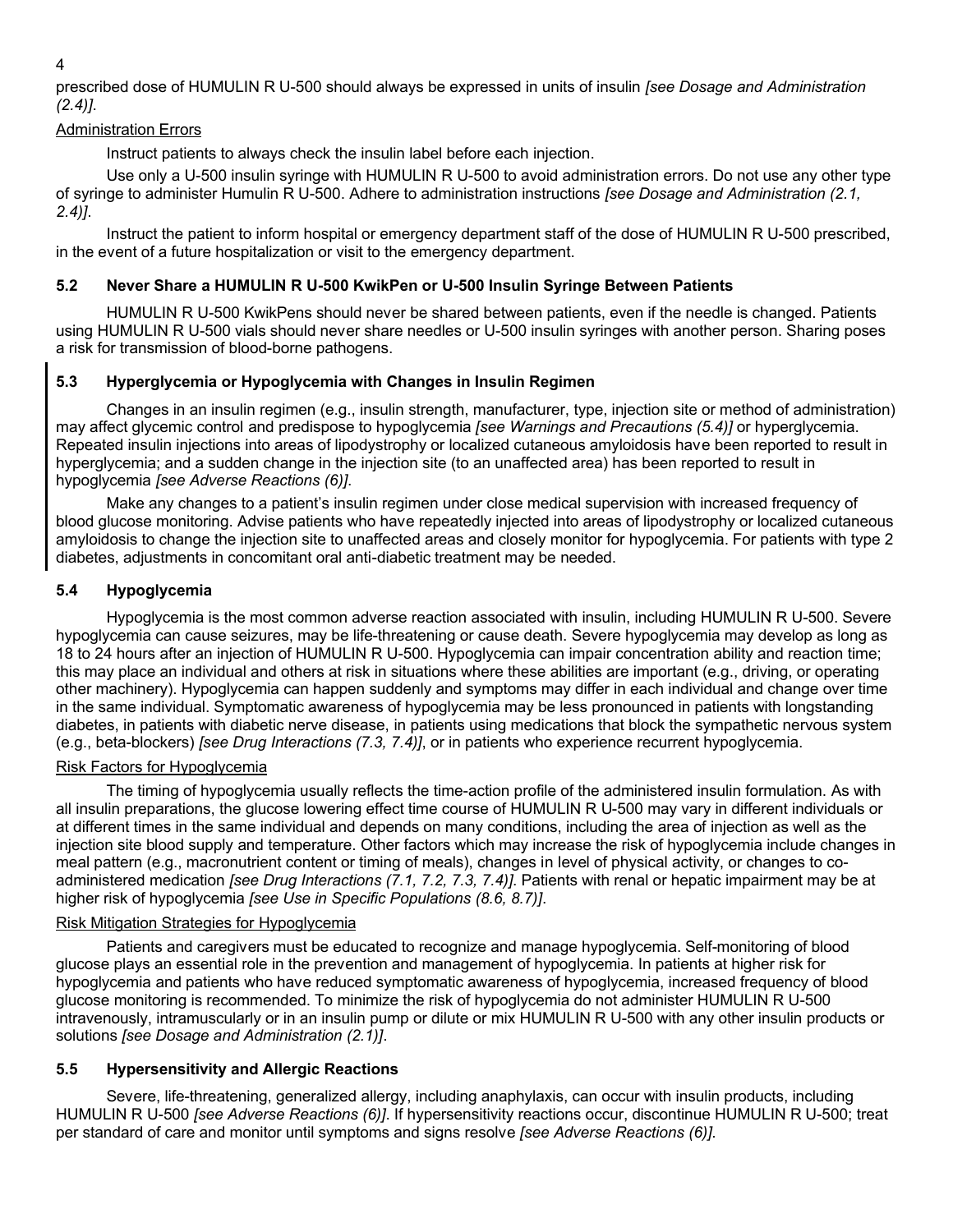prescribed dose of HUMULIN R U-500 should always be expressed in units of insulin *[see Dosage and Administration (2.4)]*.

Administration Errors

Instruct patients to always check the insulin label before each injection.

Use only a U-500 insulin syringe with HUMULIN R U-500 to avoid administration errors. Do not use any other type of syringe to administer Humulin R U-500. Adhere to administration instructions *[see Dosage and Administration (2.1, 2.4)]*.

Instruct the patient to inform hospital or emergency department staff of the dose of HUMULIN R U-500 prescribed, in the event of a future hospitalization or visit to the emergency department.

### 5.2 Never Share a HUMULIN R U-500 KwikPen or U-500 Insulin Syringe Between Patients

HUMULIN R U-500 KwikPens should never be shared between patients, even if the needle is changed. Patients using HUMULIN R U-500 vials should never share needles or U-500 insulin syringes with another person. Sharing poses a risk for transmission of blood-borne pathogens.

### 5.3 Hyperglycemia or Hypoglycemia with Changes in Insulin Regimen

Changes in an insulin regimen (e.g., insulin strength, manufacturer, type, injection site or method of administration) may affect glycemic control and predispose to hypoglycemia *[see Warnings and Precautions (5.4)]* or hyperglycemia. Repeated insulin injections into areas of lipodystrophy or localized cutaneous amyloidosis have been reported to result in hyperglycemia; and a sudden change in the injection site (to an unaffected area) has been reported to result in hypoglycemia *[see Adverse Reactions (6)]*.

Make any changes to a patient's insulin regimen under close medical supervision with increased frequency of blood glucose monitoring. Advise patients who have repeatedly injected into areas of lipodystrophy or localized cutaneous amyloidosis to change the injection site to unaffected areas and closely monitor for hypoglycemia. For patients with type 2 diabetes, adjustments in concomitant oral anti-diabetic treatment may be needed.

### 5.4 Hypoglycemia

Hypoglycemia is the most common adverse reaction associated with insulin, including HUMULIN R U-500. Severe hypoglycemia can cause seizures, may be life-threatening or cause death. Severe hypoglycemia may develop as long as 18 to 24 hours after an injection of HUMULIN R U-500. Hypoglycemia can impair concentration ability and reaction time; this may place an individual and others at risk in situations where these abilities are important (e.g., driving, or operating other machinery). Hypoglycemia can happen suddenly and symptoms may differ in each individual and change over time in the same individual. Symptomatic awareness of hypoglycemia may be less pronounced in patients with longstanding diabetes, in patients with diabetic nerve disease, in patients using medications that block the sympathetic nervous system (e.g., beta-blockers) *[see Drug Interactions (7.3, 7.4)]*, or in patients who experience recurrent hypoglycemia.

Risk Factors for Hypoglycemia

The timing of hypoglycemia usually reflects the time-action profile of the administered insulin formulation. As with all insulin preparations, the glucose lowering effect time course of HUMULIN R U-500 may vary in different individuals or at different times in the same individual and depends on many conditions, including the area of injection as well as the injection site blood supply and temperature. Other factors which may increase the risk of hypoglycemia include changes in meal pattern (e.g., macronutrient content or timing of meals), changes in level of physical activity, or changes to co-administered medication *[see Drug Interactions (7.1, 7.2, 7.3, 7.4)]*. Patients with renal or hepatic impairment may be at higher risk of hypoglycemia *[see Use in Specific Populations (8.6, 8.7)]*.

Risk Mitigation Strategies for Hypoglycemia

Patients and caregivers must be educated to recognize and manage hypoglycemia. Self-monitoring of blood glucose plays an essential role in the prevention and management of hypoglycemia. In patients at higher risk for hypoglycemia and patients who have reduced symptomatic awareness of hypoglycemia, increased frequency of blood glucose monitoring is recommended. To minimize the risk of hypoglycemia do not administer HUMULIN R U-500 intravenously, intramuscularly or in an insulin pump or dilute or mix HUMULIN R U-500 with any other insulin products or solutions *[see Dosage and Administration (2.1)]*.

### 5.5 Hypersensitivity and Allergic Reactions

Severe, life-threatening, generalized allergy, including anaphylaxis, can occur with insulin products, including HUMULIN R U-500 *[see Adverse Reactions (6)]*. If hypersensitivity reactions occur, discontinue HUMULIN R U-500; treat per standard of care and monitor until symptoms and signs resolve *[see Adverse Reactions (6)]*.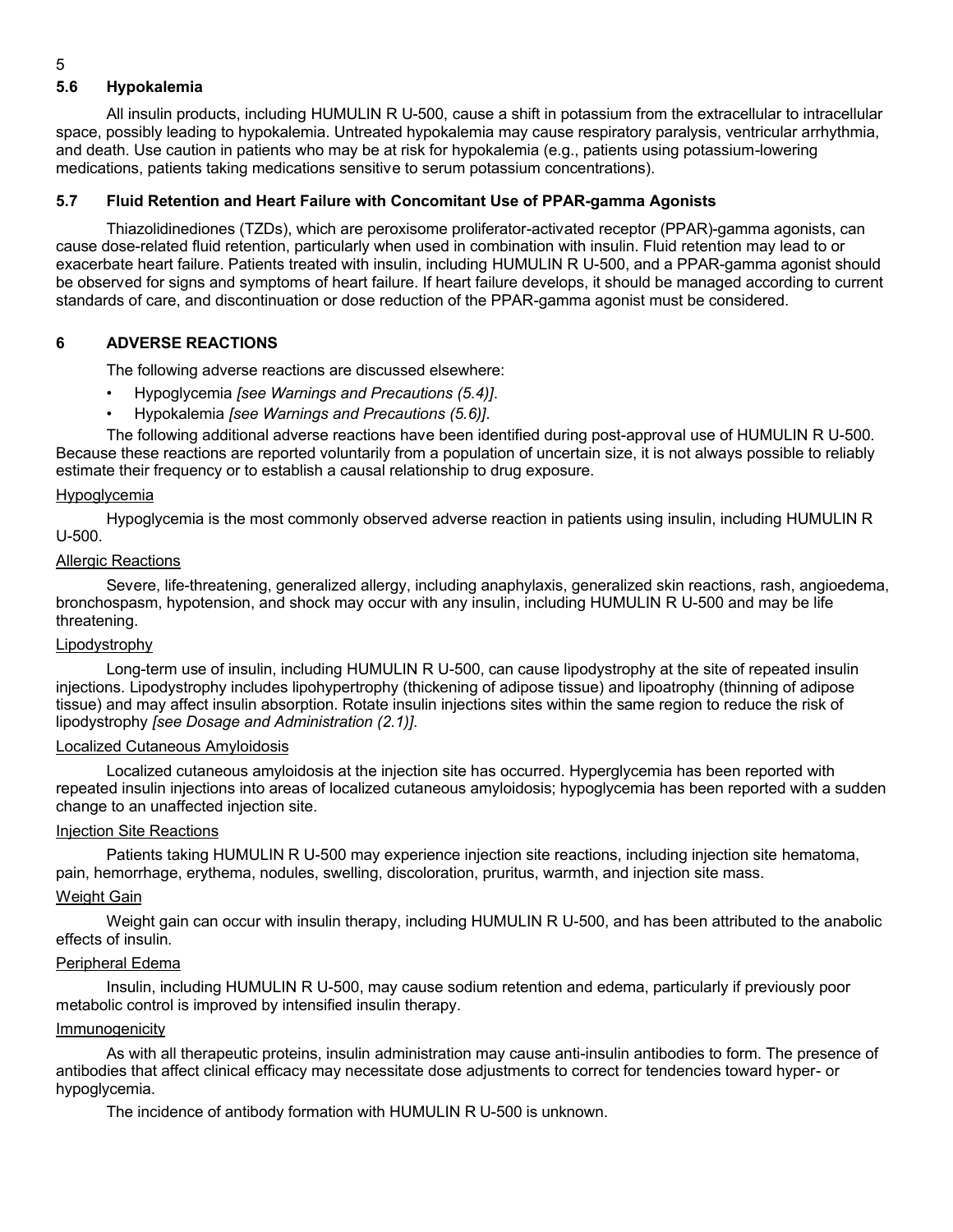### 5.6 Hypokalemia

All insulin products, including HUMULIN R U-500, cause a shift in potassium from the extracellular to intracellular space, possibly leading to hypokalemia. Untreated hypokalemia may cause respiratory paralysis, ventricular arrhythmia, and death. Use caution in patients who may be at risk for hypokalemia (e.g., patients using potassium-lowering medications, patients taking medications sensitive to serum potassium concentrations).

### 5.7 Fluid Retention and Heart Failure with Concomitant Use of PPAR-gamma Agonists

Thiazolidinediones (TZDs), which are peroxisome proliferator-activated receptor (PPAR)-gamma agonists, can cause dose-related fluid retention, particularly when used in combination with insulin. Fluid retention may lead to or exacerbate heart failure. Patients treated with insulin, including HUMULIN R U-500, and a PPAR-gamma agonist should be observed for signs and symptoms of heart failure. If heart failure develops, it should be managed according to current standards of care, and discontinuation or dose reduction of the PPAR-gamma agonist must be considered.

## 6 ADVERSE REACTIONS

The following adverse reactions are discussed elsewhere:

- Hypoglycemia *[see Warnings and Precautions (5.4)]*.
- Hypokalemia *[see Warnings and Precautions (5.6)]*.

The following additional adverse reactions have been identified during post-approval use of HUMULIN R U-500. Because these reactions are reported voluntarily from a population of uncertain size, it is not always possible to reliably estimate their frequency or to establish a causal relationship to drug exposure.

Hypoglycemia

Hypoglycemia is the most commonly observed adverse reaction in patients using insulin, including HUMULIN R U-500.

Allergic Reactions

Severe, life-threatening, generalized allergy, including anaphylaxis, generalized skin reactions, rash, angioedema, bronchospasm, hypotension, and shock may occur with any insulin, including HUMULIN R U-500 and may be life threatening.

Lipodystrophy

Long-term use of insulin, including HUMULIN R U-500, can cause lipodystrophy at the site of repeated insulin injections. Lipodystrophy includes lipohypertrophy (thickening of adipose tissue) and lipoatrophy (thinning of adipose tissue) and may affect insulin absorption. Rotate insulin injections sites within the same region to reduce the risk of lipodystrophy *[see Dosage and Administration (2.1)]*.

Localized Cutaneous Amyloidosis

Localized cutaneous amyloidosis at the injection site has occurred. Hyperglycemia has been reported with repeated insulin injections into areas of localized cutaneous amyloidosis; hypoglycemia has been reported with a sudden change to an unaffected injection site.

Injection Site Reactions

Patients taking HUMULIN R U-500 may experience injection site reactions, including injection site hematoma, pain, hemorrhage, erythema, nodules, swelling, discoloration, pruritus, warmth, and injection site mass.

Weight Gain

Weight gain can occur with insulin therapy, including HUMULIN R U-500, and has been attributed to the anabolic effects of insulin.

Peripheral Edema

Insulin, including HUMULIN R U-500, may cause sodium retention and edema, particularly if previously poor metabolic control is improved by intensified insulin therapy.

Immunogenicity

As with all therapeutic proteins, insulin administration may cause anti-insulin antibodies to form. The presence of antibodies that affect clinical efficacy may necessitate dose adjustments to correct for tendencies toward hyper- or hypoglycemia.

The incidence of antibody formation with HUMULIN R U-500 is unknown.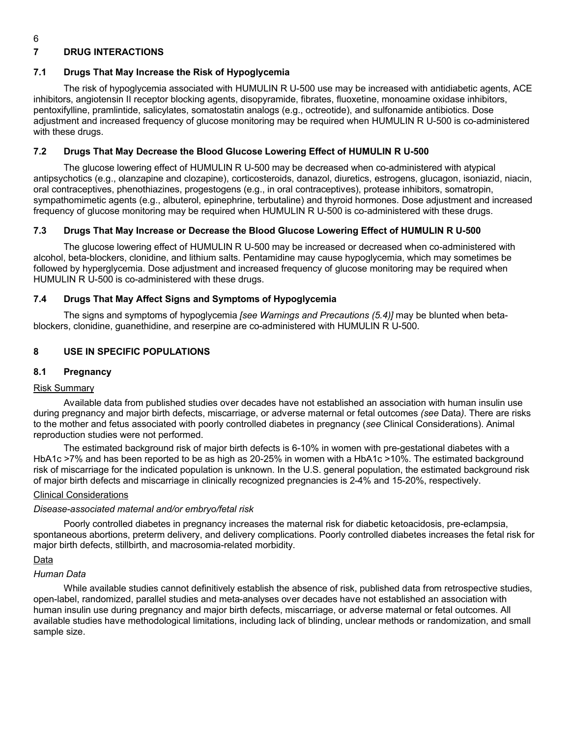## 7 DRUG INTERACTIONS

### 7.1 Drugs That May Increase the Risk of Hypoglycemia

The risk of hypoglycemia associated with HUMULIN R U-500 use may be increased with antidiabetic agents, ACE inhibitors, angiotensin II receptor blocking agents, disopyramide, fibrates, fluoxetine, monoamine oxidase inhibitors, pentoxifylline, pramlintide, salicylates, somatostatin analogs (e.g., octreotide), and sulfonamide antibiotics. Dose adjustment and increased frequency of glucose monitoring may be required when HUMULIN R U-500 is co-administered with these drugs.

### 7.2 Drugs That May Decrease the Blood Glucose Lowering Effect of HUMULIN R U-500

The glucose lowering effect of HUMULIN R U-500 may be decreased when co-administered with atypical antipsychotics (e.g., olanzapine and clozapine), corticosteroids, danazol, diuretics, estrogens, glucagon, isoniazid, niacin, oral contraceptives, phenothiazines, progestogens (e.g., in oral contraceptives), protease inhibitors, somatropin, sympathomimetic agents (e.g., albuterol, epinephrine, terbutaline) and thyroid hormones. Dose adjustment and increased frequency of glucose monitoring may be required when HUMULIN R U-500 is co-administered with these drugs.

### 7.3 Drugs That May Increase or Decrease the Blood Glucose Lowering Effect of HUMULIN R U-500

The glucose lowering effect of HUMULIN R U-500 may be increased or decreased when co-administered with alcohol, beta-blockers, clonidine, and lithium salts. Pentamidine may cause hypoglycemia, which may sometimes be followed by hyperglycemia. Dose adjustment and increased frequency of glucose monitoring may be required when HUMULIN R U-500 is co-administered with these drugs.

### 7.4 Drugs That May Affect Signs and Symptoms of Hypoglycemia

The signs and symptoms of hypoglycemia *[see Warnings and Precautions (5.4)]* may be blunted when beta-blockers, clonidine, guanethidine, and reserpine are co-administered with HUMULIN R U-500.

## 8 USE IN SPECIFIC POPULATIONS

### 8.1 Pregnancy

Risk Summary

Available data from published studies over decades have not established an association with human insulin use during pregnancy and major birth defects, miscarriage, or adverse maternal or fetal outcomes *(see* Data*)*. There are risks to the mother and fetus associated with poorly controlled diabetes in pregnancy (*see* Clinical Considerations). Animal reproduction studies were not performed.

The estimated background risk of major birth defects is 6-10% in women with pre-gestational diabetes with a HbA1c >7% and has been reported to be as high as 20-25% in women with a HbA1c >10%. The estimated background risk of miscarriage for the indicated population is unknown. In the U.S. general population, the estimated background risk of major birth defects and miscarriage in clinically recognized pregnancies is 2-4% and 15-20%, respectively.

Clinical Considerations

*Disease-associated maternal and/or embryo/fetal risk*

Poorly controlled diabetes in pregnancy increases the maternal risk for diabetic ketoacidosis, pre-eclampsia, spontaneous abortions, preterm delivery, and delivery complications. Poorly controlled diabetes increases the fetal risk for major birth defects, stillbirth, and macrosomia-related morbidity.

Data

*Human Data*

While available studies cannot definitively establish the absence of risk, published data from retrospective studies, open-label, randomized, parallel studies and meta-analyses over decades have not established an association with human insulin use during pregnancy and major birth defects, miscarriage, or adverse maternal or fetal outcomes. All available studies have methodological limitations, including lack of blinding, unclear methods or randomization, and small sample size.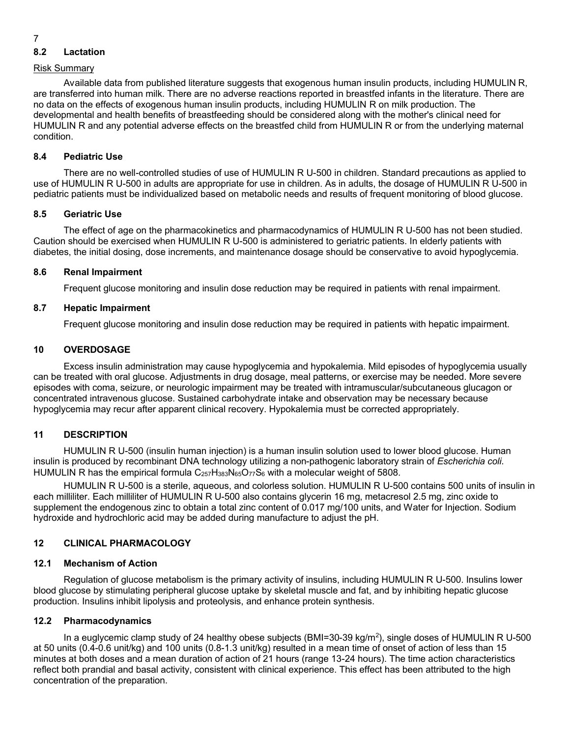### 8.2 Lactation

Risk Summary

Available data from published literature suggests that exogenous human insulin products, including HUMULIN R, are transferred into human milk. There are no adverse reactions reported in breastfed infants in the literature. There are no data on the effects of exogenous human insulin products, including HUMULIN R on milk production. The developmental and health benefits of breastfeeding should be considered along with the mother's clinical need for HUMULIN R and any potential adverse effects on the breastfed child from HUMULIN R or from the underlying maternal condition.

### 8.4 Pediatric Use

There are no well-controlled studies of use of HUMULIN R U-500 in children. Standard precautions as applied to use of HUMULIN R U-500 in adults are appropriate for use in children. As in adults, the dosage of HUMULIN R U-500 in pediatric patients must be individualized based on metabolic needs and results of frequent monitoring of blood glucose.

### 8.5 Geriatric Use

The effect of age on the pharmacokinetics and pharmacodynamics of HUMULIN R U-500 has not been studied. Caution should be exercised when HUMULIN R U-500 is administered to geriatric patients. In elderly patients with diabetes, the initial dosing, dose increments, and maintenance dosage should be conservative to avoid hypoglycemia.

### 8.6 Renal Impairment

Frequent glucose monitoring and insulin dose reduction may be required in patients with renal impairment.

### 8.7 Hepatic Impairment

Frequent glucose monitoring and insulin dose reduction may be required in patients with hepatic impairment.

## 10 OVERDOSAGE

Excess insulin administration may cause hypoglycemia and hypokalemia. Mild episodes of hypoglycemia usually can be treated with oral glucose. Adjustments in drug dosage, meal patterns, or exercise may be needed. More severe episodes with coma, seizure, or neurologic impairment may be treated with intramuscular/subcutaneous glucagon or concentrated intravenous glucose. Sustained carbohydrate intake and observation may be necessary because hypoglycemia may recur after apparent clinical recovery. Hypokalemia must be corrected appropriately.

## 11 DESCRIPTION

HUMULIN R U-500 (insulin human injection) is a human insulin solution used to lower blood glucose. Human insulin is produced by recombinant DNA technology utilizing a non-pathogenic laboratory strain of *Escherichia coli*. HUMULIN R has the empirical formula $C_{257}H_{383}N_{65}O_{77}S_6$ with a molecular weight of 5808.

HUMULIN R U-500 is a sterile, aqueous, and colorless solution. HUMULIN R U-500 contains 500 units of insulin in each milliliter. Each milliliter of HUMULIN R U-500 also contains glycerin 16 mg, metacresol 2.5 mg, zinc oxide to supplement the endogenous zinc to obtain a total zinc content of 0.017 mg/100 units, and Water for Injection. Sodium hydroxide and hydrochloric acid may be added during manufacture to adjust the pH.

## 12 CLINICAL PHARMACOLOGY

### 12.1 Mechanism of Action

Regulation of glucose metabolism is the primary activity of insulins, including HUMULIN R U-500. Insulins lower blood glucose by stimulating peripheral glucose uptake by skeletal muscle and fat, and by inhibiting hepatic glucose production. Insulins inhibit lipolysis and proteolysis, and enhance protein synthesis.

### 12.2 Pharmacodynamics

In a euglycemic clamp study of 24 healthy obese subjects (BMI=30-39 kg/m$^2$), single doses of HUMULIN R U-500 at 50 units (0.4-0.6 unit/kg) and 100 units (0.8-1.3 unit/kg) resulted in a mean time of onset of action of less than 15 minutes at both doses and a mean duration of action of 21 hours (range 13-24 hours). The time action characteristics reflect both prandial and basal activity, consistent with clinical experience. This effect has been attributed to the high concentration of the preparation.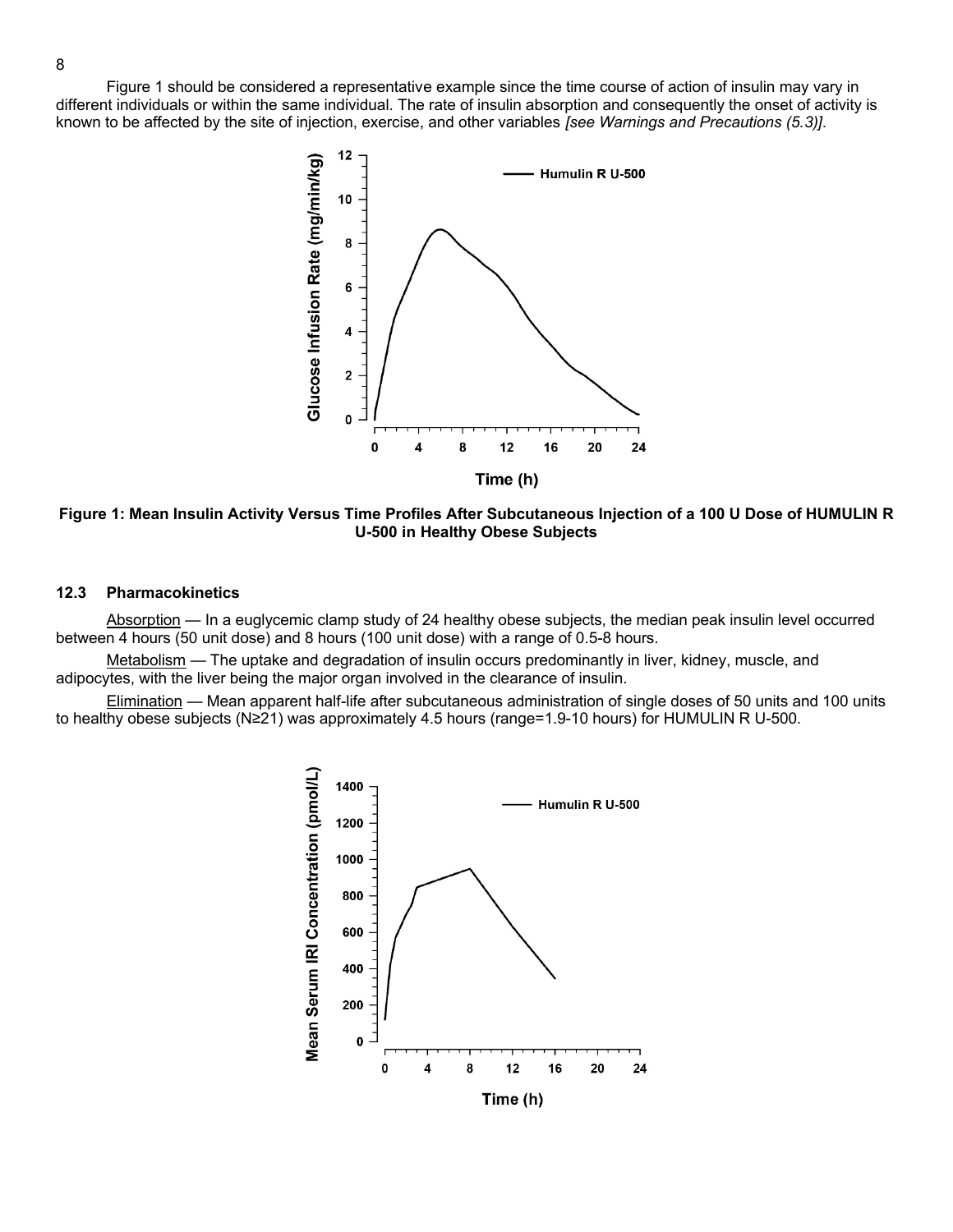Figure 1 should be considered a representative example since the time course of action of insulin may vary in different individuals or within the same individual. The rate of insulin absorption and consequently the onset of activity is known to be affected by the site of injection, exercise, and other variables *[see Warnings and Precautions (5.3)]*.

**Figure 1: Mean Insulin Activity Versus Time Profiles After Subcutaneous Injection of a 100 U Dose of HUMULIN R U-500 in Healthy Obese Subjects**

### 12.3 Pharmacokinetics

Absorption — In a euglycemic clamp study of 24 healthy obese subjects, the median peak insulin level occurred between 4 hours (50 unit dose) and 8 hours (100 unit dose) with a range of 0.5-8 hours.

Metabolism — The uptake and degradation of insulin occurs predominantly in liver, kidney, muscle, and adipocytes, with the liver being the major organ involved in the clearance of insulin.

Elimination — Mean apparent half-life after subcutaneous administration of single doses of 50 units and 100 units to healthy obese subjects (N≥21) was approximately 4.5 hours (range=1.9-10 hours) for HUMULIN R U-500.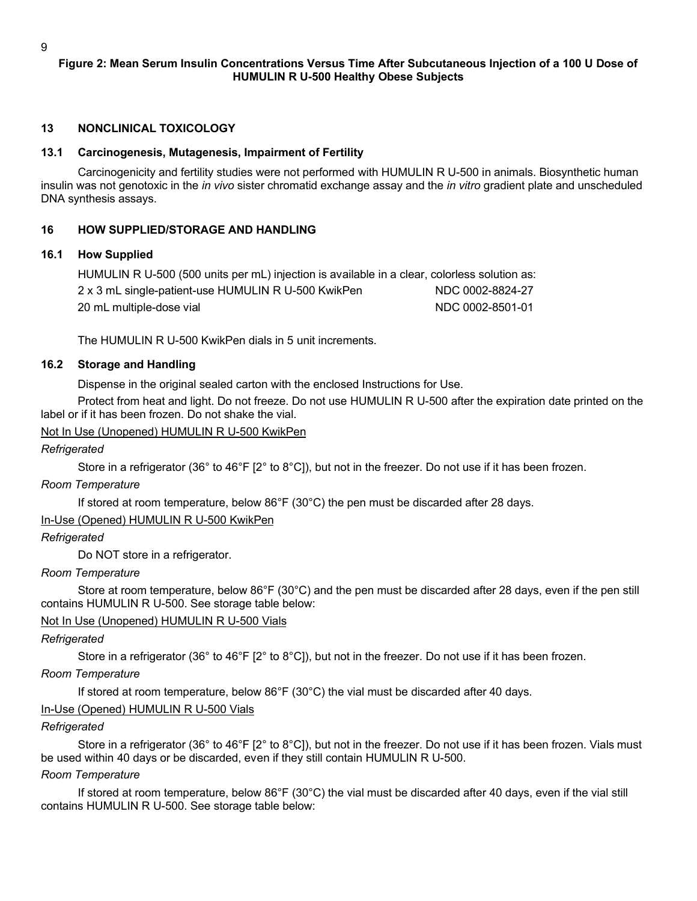**Figure 2: Mean Serum Insulin Concentrations Versus Time After Subcutaneous Injection of a 100 U Dose of HUMULIN R U-500 Healthy Obese Subjects**

## 13 NONCLINICAL TOXICOLOGY

### 13.1 Carcinogenesis, Mutagenesis, Impairment of Fertility

Carcinogenicity and fertility studies were not performed with HUMULIN R U-500 in animals. Biosynthetic human insulin was not genotoxic in the *in vivo* sister chromatid exchange assay and the *in vitro* gradient plate and unscheduled DNA synthesis assays.

## 16 HOW SUPPLIED/STORAGE AND HANDLING

### 16.1 How Supplied

HUMULIN R U-500 (500 units per mL) injection is available in a clear, colorless solution as:

| | |
|---|---|
| 2 x 3 mL single-patient-use HUMULIN R U-500 KwikPen | NDC 0002-8824-27 |
| 20 mL multiple-dose vial | NDC 0002-8501-01 |

The HUMULIN R U-500 KwikPen dials in 5 unit increments.

### 16.2 Storage and Handling

Dispense in the original sealed carton with the enclosed Instructions for Use.

Protect from heat and light. Do not freeze. Do not use HUMULIN R U-500 after the expiration date printed on the label or if it has been frozen. Do not shake the vial.

Not In Use (Unopened) HUMULIN R U-500 KwikPen

*Refrigerated*

Store in a refrigerator (36° to 46°F [2° to 8°C]), but not in the freezer. Do not use if it has been frozen.

*Room Temperature*

If stored at room temperature, below 86°F (30°C) the pen must be discarded after 28 days.

In-Use (Opened) HUMULIN R U-500 KwikPen

*Refrigerated*

Do NOT store in a refrigerator.

*Room Temperature*

Store at room temperature, below 86°F (30°C) and the pen must be discarded after 28 days, even if the pen still contains HUMULIN R U-500. See storage table below:

Not In Use (Unopened) HUMULIN R U-500 Vials

*Refrigerated*

Store in a refrigerator (36° to 46°F [2° to 8°C]), but not in the freezer. Do not use if it has been frozen.

*Room Temperature*

If stored at room temperature, below 86°F (30°C) the vial must be discarded after 40 days.

In-Use (Opened) HUMULIN R U-500 Vials

*Refrigerated*

Store in a refrigerator (36° to 46°F [2° to 8°C]), but not in the freezer. Do not use if it has been frozen. Vials must be used within 40 days or be discarded, even if they still contain HUMULIN R U-500.

*Room Temperature*

If stored at room temperature, below 86°F (30°C) the vial must be discarded after 40 days, even if the vial still contains HUMULIN R U-500. See storage table below: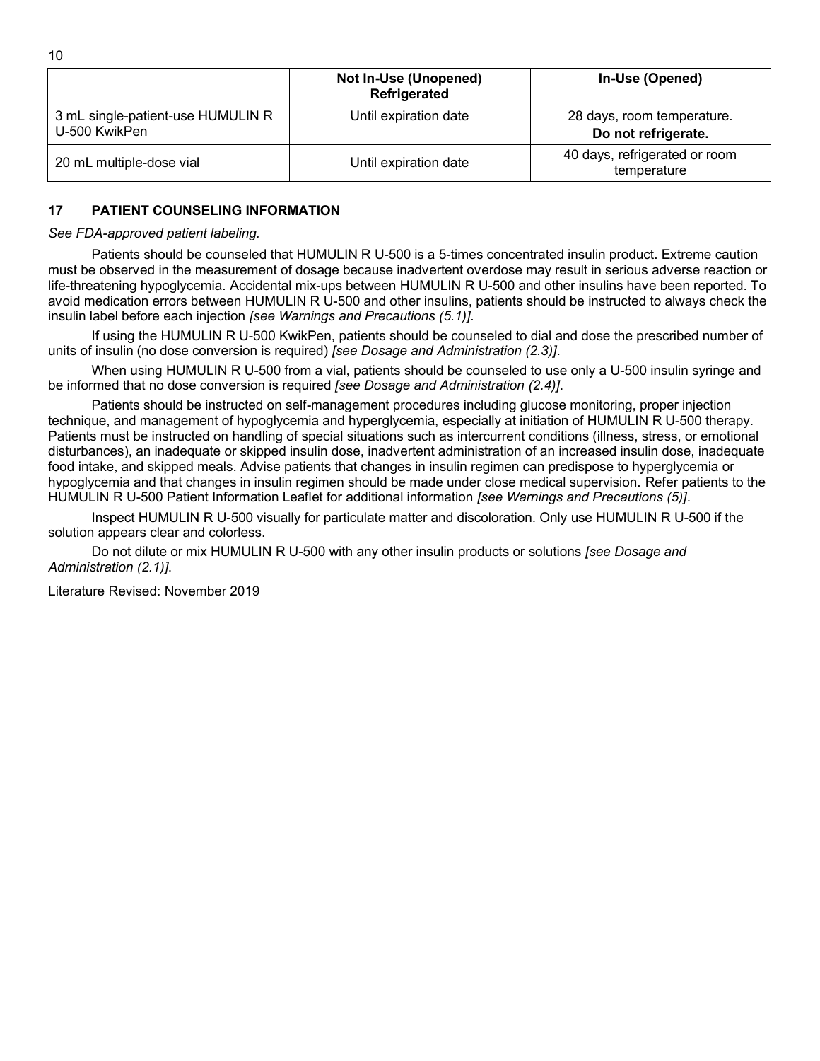| | Not In-Use (Unopened) Refrigerated | In-Use (Opened) |
|---|---|---|
| 3 mL single-patient-use HUMULIN R U-500 KwikPen | Until expiration date | 28 days, room temperature. **Do not refrigerate.** |
| 20 mL multiple-dose vial | Until expiration date | 40 days, refrigerated or room temperature |

## 17 PATIENT COUNSELING INFORMATION

*See FDA-approved patient labeling.*

Patients should be counseled that HUMULIN R U-500 is a 5-times concentrated insulin product. Extreme caution must be observed in the measurement of dosage because inadvertent overdose may result in serious adverse reaction or life-threatening hypoglycemia. Accidental mix-ups between HUMULIN R U-500 and other insulins have been reported. To avoid medication errors between HUMULIN R U-500 and other insulins, patients should be instructed to always check the insulin label before each injection *[see Warnings and Precautions (5.1)]*.

If using the HUMULIN R U-500 KwikPen, patients should be counseled to dial and dose the prescribed number of units of insulin (no dose conversion is required) *[see Dosage and Administration (2.3)]*.

When using HUMULIN R U-500 from a vial, patients should be counseled to use only a U-500 insulin syringe and be informed that no dose conversion is required *[see Dosage and Administration (2.4)]*.

Patients should be instructed on self-management procedures including glucose monitoring, proper injection technique, and management of hypoglycemia and hyperglycemia, especially at initiation of HUMULIN R U-500 therapy. Patients must be instructed on handling of special situations such as intercurrent conditions (illness, stress, or emotional disturbances), an inadequate or skipped insulin dose, inadvertent administration of an increased insulin dose, inadequate food intake, and skipped meals. Advise patients that changes in insulin regimen can predispose to hyperglycemia or hypoglycemia and that changes in insulin regimen should be made under close medical supervision. Refer patients to the HUMULIN R U-500 Patient Information Leaflet for additional information *[see Warnings and Precautions (5)]*.

Inspect HUMULIN R U-500 visually for particulate matter and discoloration. Only use HUMULIN R U-500 if the solution appears clear and colorless.

Do not dilute or mix HUMULIN R U-500 with any other insulin products or solutions *[see Dosage and Administration (2.1)]*.

Literature Revised: November 2019